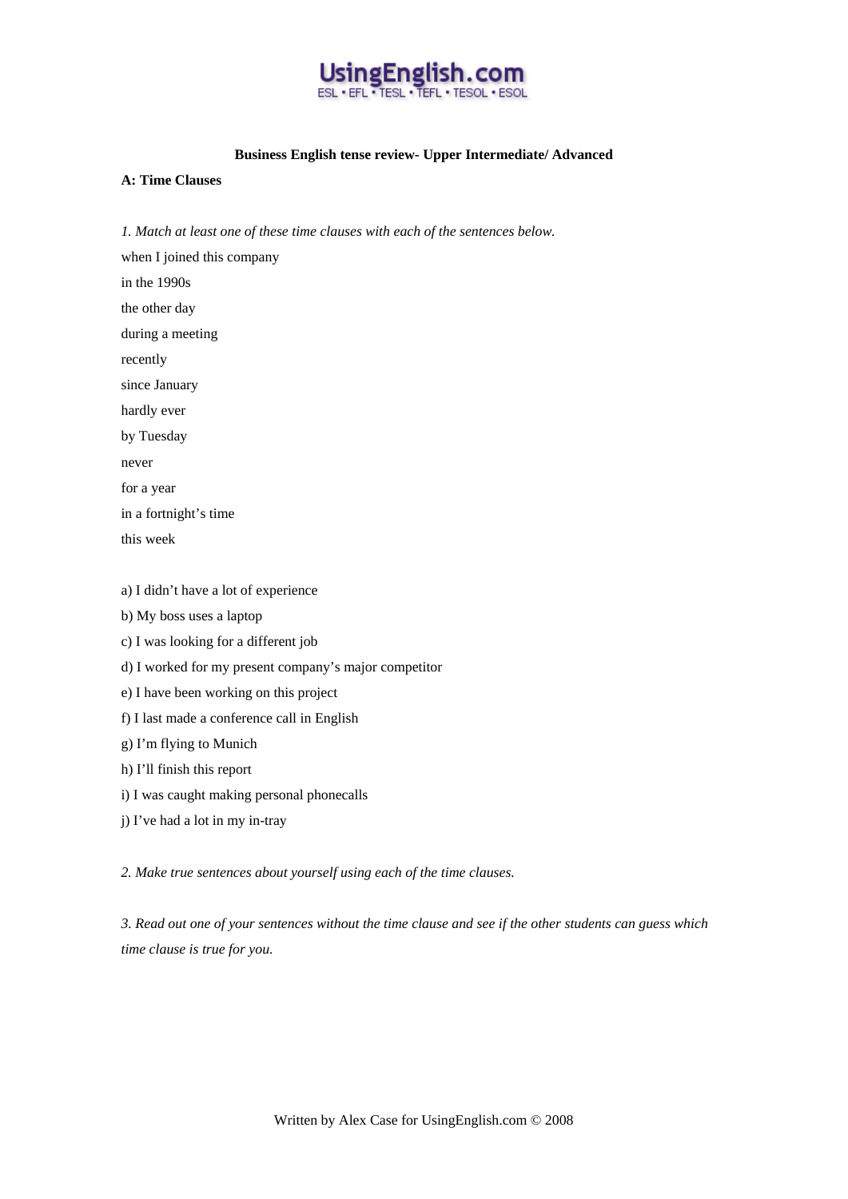**UsingEnglish.com**
ESL • EFL • TESL • TEFL • TESOL • ESOL

# Business English tense review- Upper Intermediate/ Advanced

## A: Time Clauses

*1. Match at least one of these time clauses with each of the sentences below.*

when I joined this company

in the 1990s

the other day

during a meeting

recently

since January

hardly ever

by Tuesday

never

for a year

in a fortnight's time

this week

a) I didn't have a lot of experience

b) My boss uses a laptop

c) I was looking for a different job

d) I worked for my present company's major competitor

e) I have been working on this project

f) I last made a conference call in English

g) I'm flying to Munich

h) I'll finish this report

i) I was caught making personal phonecalls

j) I've had a lot in my in-tray

*2. Make true sentences about yourself using each of the time clauses.*

*3. Read out one of your sentences without the time clause and see if the other students can guess which time clause is true for you.*

Written by Alex Case for UsingEnglish.com © 2008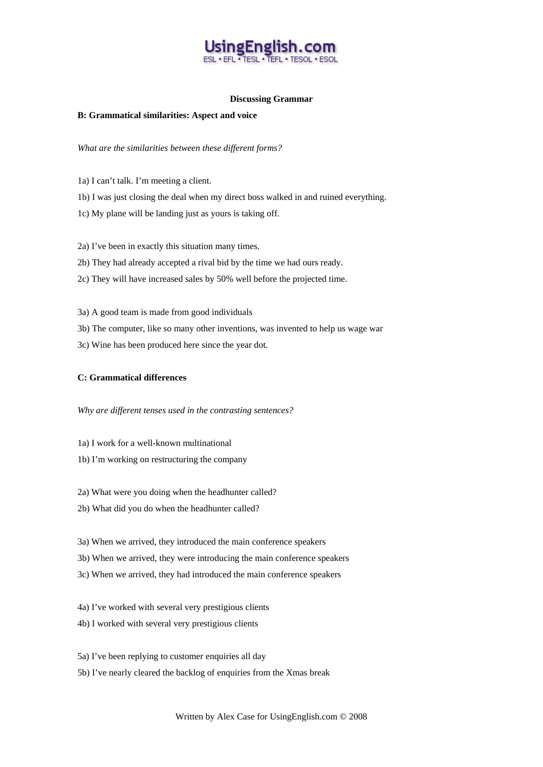**Discussing Grammar**

**B: Grammatical similarities: Aspect and voice**

*What are the similarities between these different forms?*

1a) I can't talk. I'm meeting a client.

1b) I was just closing the deal when my direct boss walked in and ruined everything.

1c) My plane will be landing just as yours is taking off.

2a) I've been in exactly this situation many times.

2b) They had already accepted a rival bid by the time we had ours ready.

2c) They will have increased sales by 50% well before the projected time.

3a) A good team is made from good individuals

3b) The computer, like so many other inventions, was invented to help us wage war

3c) Wine has been produced here since the year dot.

**C: Grammatical differences**

*Why are different tenses used in the contrasting sentences?*

1a) I work for a well-known multinational

1b) I'm working on restructuring the company

2a) What were you doing when the headhunter called?

2b) What did you do when the headhunter called?

3a) When we arrived, they introduced the main conference speakers

3b) When we arrived, they were introducing the main conference speakers

3c) When we arrived, they had introduced the main conference speakers

4a) I've worked with several very prestigious clients

4b) I worked with several very prestigious clients

5a) I've been replying to customer enquiries all day

5b) I've nearly cleared the backlog of enquiries from the Xmas break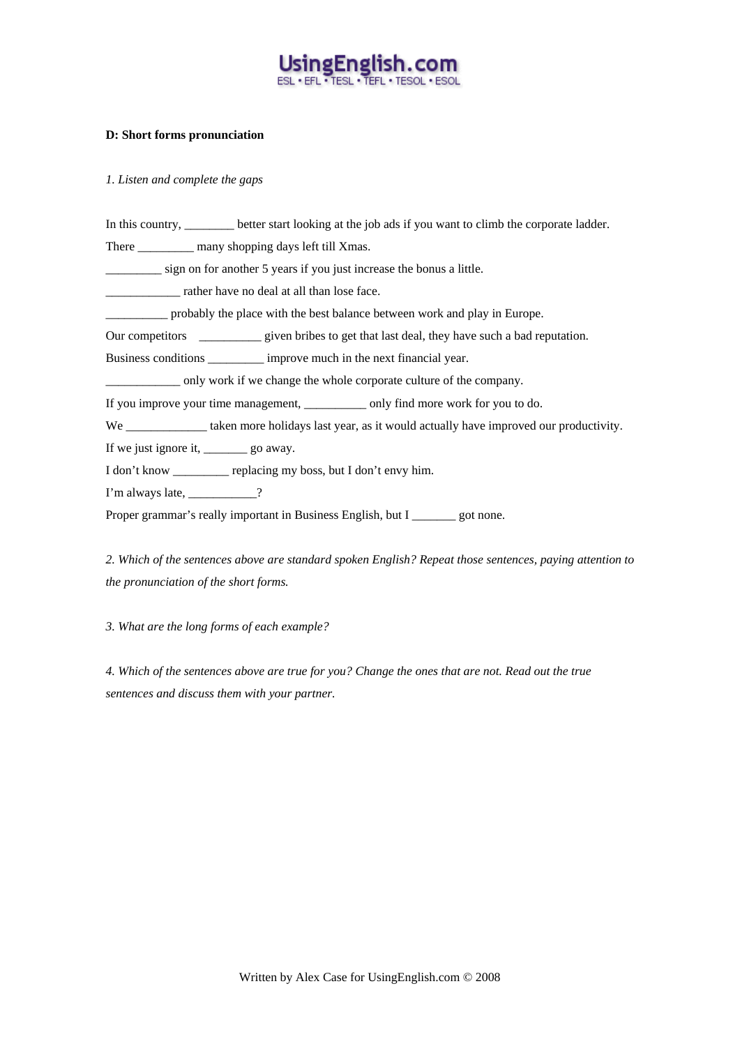**D: Short forms pronunciation**

*1. Listen and complete the gaps*

In this country, ________ better start looking at the job ads if you want to climb the corporate ladder.

There _________ many shopping days left till Xmas.

_________ sign on for another 5 years if you just increase the bonus a little.

____________ rather have no deal at all than lose face.

__________ probably the place with the best balance between work and play in Europe.

Our competitors __________ given bribes to get that last deal, they have such a bad reputation.

Business conditions _________ improve much in the next financial year.

____________ only work if we change the whole corporate culture of the company.

If you improve your time management, __________ only find more work for you to do.

We _____________ taken more holidays last year, as it would actually have improved our productivity.

If we just ignore it, _______ go away.

I don't know _________ replacing my boss, but I don't envy him.

I'm always late, ___________?

Proper grammar's really important in Business English, but I _______ got none.

*2. Which of the sentences above are standard spoken English? Repeat those sentences, paying attention to the pronunciation of the short forms.*

*3. What are the long forms of each example?*

*4. Which of the sentences above are true for you? Change the ones that are not. Read out the true sentences and discuss them with your partner.*

Written by Alex Case for UsingEnglish.com © 2008